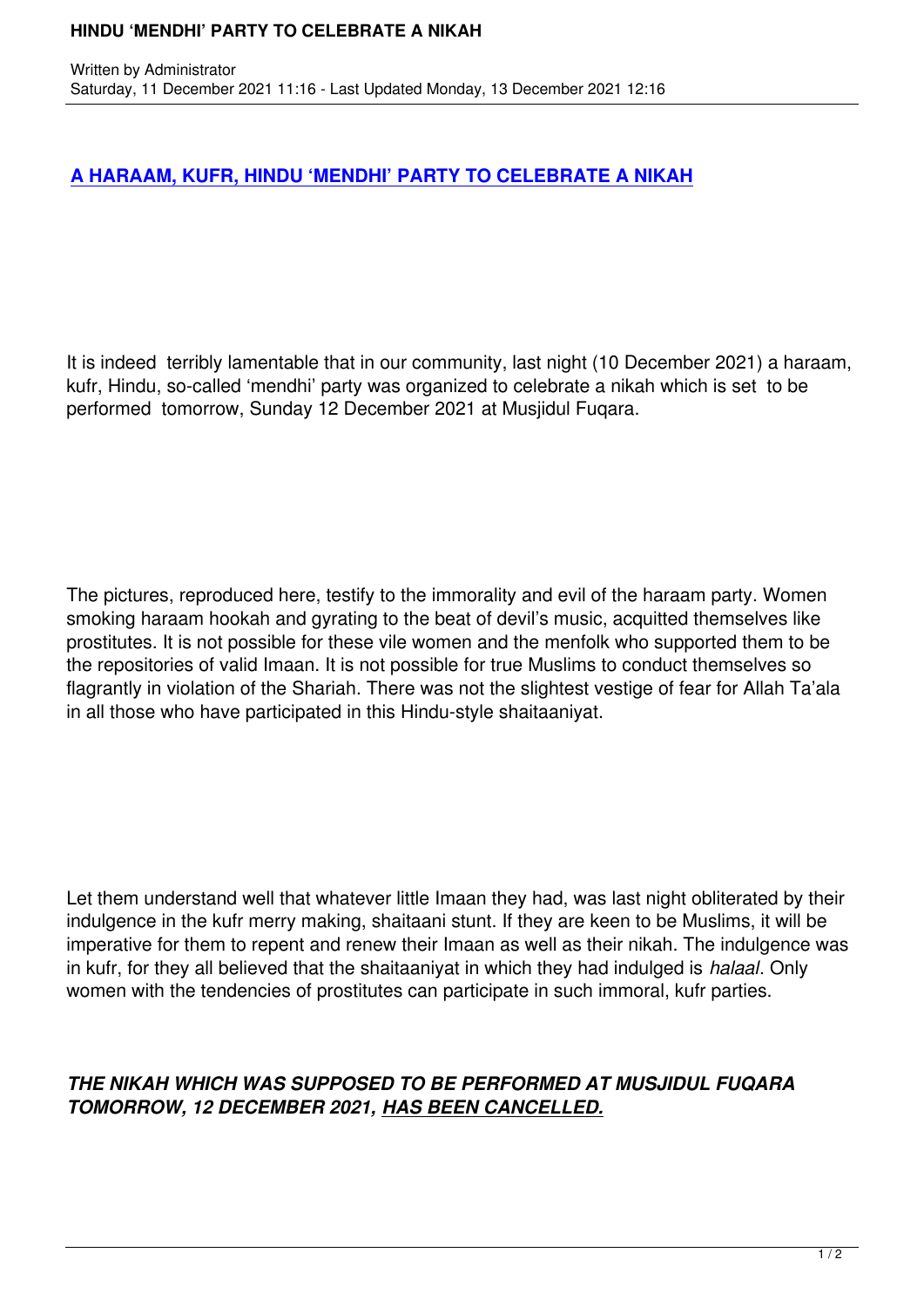# A HARAAM, KUFR, HINDU 'MENDHI' PARTY TO CELEBRATE A NIKAH

Written by Administrator
Saturday, 11 December 2021 11:16 - Last Updated Monday, 13 December 2021 12:16

It is indeed terribly lamentable that in our community, last night (10 December 2021) a haraam, kufr, Hindu, so-called 'mendhi' party was organized to celebrate a nikah which is set to be performed tomorrow, Sunday 12 December 2021 at Musjidul Fuqara.

The pictures, reproduced here, testify to the immorality and evil of the haraam party. Women smoking haraam hookah and gyrating to the beat of devil's music, acquitted themselves like prostitutes. It is not possible for these vile women and the menfolk who supported them to be the repositories of valid Imaan. It is not possible for true Muslims to conduct themselves so flagrantly in violation of the Shariah. There was not the slightest vestige of fear for Allah Ta'ala in all those who have participated in this Hindu-style shaitaaniyat.

Let them understand well that whatever little Imaan they had, was last night obliterated by their indulgence in the kufr merry making, shaitaani stunt. If they are keen to be Muslims, it will be imperative for them to repent and renew their Imaan as well as their nikah. The indulgence was in kufr, for they all believed that the shaitaaniyat in which they had indulged is *halaal*. Only women with the tendencies of prostitutes can participate in such immoral, kufr parties.

***THE NIKAH WHICH WAS SUPPOSED TO BE PERFORMED AT MUSJIDUL FUQARA TOMORROW, 12 DECEMBER 2021, <u>HAS BEEN CANCELLED.</u>***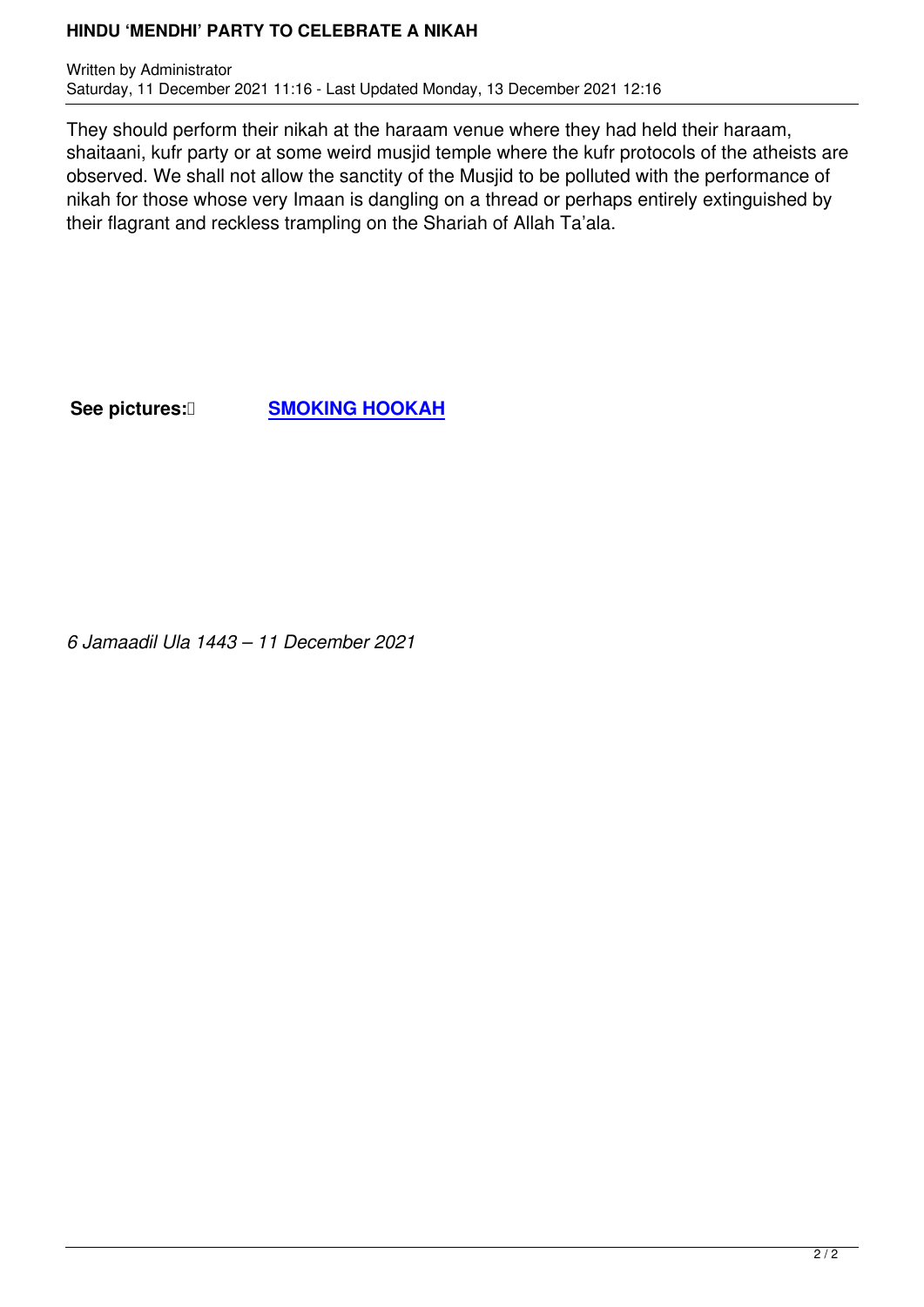They should perform their nikah at the haraam venue where they had held their haraam, shaitaani, kufr party or at some weird musjid temple where the kufr protocols of the atheists are observed. We shall not allow the sanctity of the Musjid to be polluted with the performance of nikah for those whose very Imaan is dangling on a thread or perhaps entirely extinguished by their flagrant and reckless trampling on the Shariah of Allah Ta'ala.

**See pictures:** **SMOKING HOOKAH**

*6 Jamaadil Ula 1443 – 11 December 2021*